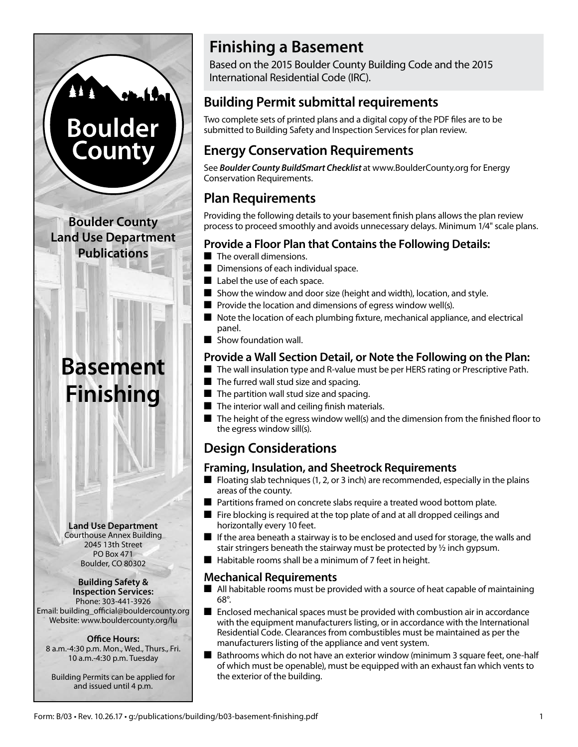# Finishing a Basement

Based on the 2015 Boulder County Building Code and the 2015 International Residential Code (IRC).

## Building Permit submittal requirements

Two complete sets of printed plans and a digital copy of the PDF files are to be submitted to Building Safety and Inspection Services for plan review.

## Energy Conservation Requirements

See ***Boulder County BuildSmart Checklist*** at www.BoulderCounty.org for Energy Conservation Requirements.

## Plan Requirements

Providing the following details to your basement finish plans allows the plan review process to proceed smoothly and avoids unnecessary delays. Minimum 1/4" scale plans.

### Provide a Floor Plan that Contains the Following Details:

- The overall dimensions.
- Dimensions of each individual space.
- Label the use of each space.
- Show the window and door size (height and width), location, and style.
- Provide the location and dimensions of egress window well(s).
- Note the location of each plumbing fixture, mechanical appliance, and electrical panel.
- Show foundation wall.

### Provide a Wall Section Detail, or Note the Following on the Plan:

- The wall insulation type and R-value must be per HERS rating or Prescriptive Path.
- The furred wall stud size and spacing.
- The partition wall stud size and spacing.
- The interior wall and ceiling finish materials.
- The height of the egress window well(s) and the dimension from the finished floor to the egress window sill(s).

## Design Considerations

### Framing, Insulation, and Sheetrock Requirements

- Floating slab techniques (1, 2, or 3 inch) are recommended, especially in the plains areas of the county.
- Partitions framed on concrete slabs require a treated wood bottom plate.
- Fire blocking is required at the top plate of and at all dropped ceilings and horizontally every 10 feet.
- If the area beneath a stairway is to be enclosed and used for storage, the walls and stair stringers beneath the stairway must be protected by ½ inch gypsum.
- Habitable rooms shall be a minimum of 7 feet in height.

### Mechanical Requirements

- All habitable rooms must be provided with a source of heat capable of maintaining 68°.
- Enclosed mechanical spaces must be provided with combustion air in accordance with the equipment manufacturers listing, or in accordance with the International Residential Code. Clearances from combustibles must be maintained as per the manufacturers listing of the appliance and vent system.
- Bathrooms which do not have an exterior window (minimum 3 square feet, one-half of which must be openable), must be equipped with an exhaust fan which vents to the exterior of the building.

---

**Boulder County**

**Boulder County Land Use Department Publications**

# Basement Finishing

**Land Use Department**
Courthouse Annex Building
2045 13th Street
PO Box 471
Boulder, CO 80302

**Building Safety & Inspection Services:**
Phone: 303-441-3926
Email: building_official@bouldercounty.org
Website: www.bouldercounty.org/lu

**Office Hours:**
8 a.m.-4:30 p.m. Mon., Wed., Thurs., Fri.
10 a.m.-4:30 p.m. Tuesday

Building Permits can be applied for and issued until 4 p.m.

Form: B/03 • Rev. 10.26.17 • g:/publications/building/b03-basement-finishing.pdf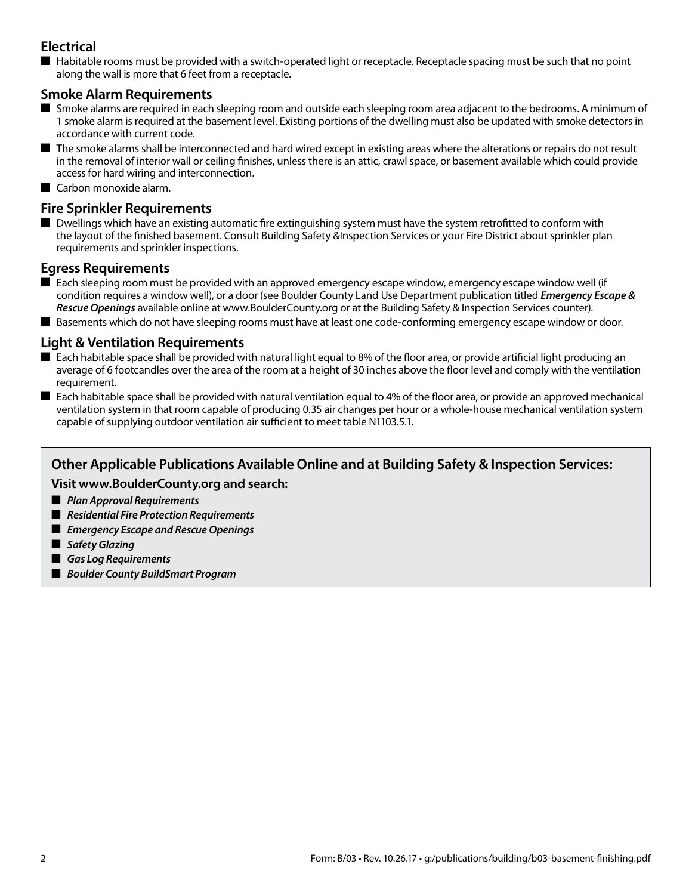## Electrical

- Habitable rooms must be provided with a switch-operated light or receptacle. Receptacle spacing must be such that no point along the wall is more that 6 feet from a receptacle.

## Smoke Alarm Requirements

- Smoke alarms are required in each sleeping room and outside each sleeping room area adjacent to the bedrooms. A minimum of 1 smoke alarm is required at the basement level. Existing portions of the dwelling must also be updated with smoke detectors in accordance with current code.
- The smoke alarms shall be interconnected and hard wired except in existing areas where the alterations or repairs do not result in the removal of interior wall or ceiling finishes, unless there is an attic, crawl space, or basement available which could provide access for hard wiring and interconnection.
- Carbon monoxide alarm.

## Fire Sprinkler Requirements

- Dwellings which have an existing automatic fire extinguishing system must have the system retrofitted to conform with the layout of the finished basement. Consult Building Safety &Inspection Services or your Fire District about sprinkler plan requirements and sprinkler inspections.

## Egress Requirements

- Each sleeping room must be provided with an approved emergency escape window, emergency escape window well (if condition requires a window well), or a door (see Boulder County Land Use Department publication titled ***Emergency Escape & Rescue Openings*** available online at www.BoulderCounty.org or at the Building Safety & Inspection Services counter).
- Basements which do not have sleeping rooms must have at least one code-conforming emergency escape window or door.

## Light & Ventilation Requirements

- Each habitable space shall be provided with natural light equal to 8% of the floor area, or provide artificial light producing an average of 6 footcandles over the area of the room at a height of 30 inches above the floor level and comply with the ventilation requirement.
- Each habitable space shall be provided with natural ventilation equal to 4% of the floor area, or provide an approved mechanical ventilation system in that room capable of producing 0.35 air changes per hour or a whole-house mechanical ventilation system capable of supplying outdoor ventilation air sufficient to meet table N1103.5.1.

### Other Applicable Publications Available Online and at Building Safety & Inspection Services:

**Visit www.BoulderCounty.org and search:**

- ***Plan Approval Requirements***
- ***Residential Fire Protection Requirements***
- ***Emergency Escape and Rescue Openings***
- ***Safety Glazing***
- ***Gas Log Requirements***
- ***Boulder County BuildSmart Program***

Form: B/03 • Rev. 10.26.17 • g:/publications/building/b03-basement-finishing.pdf